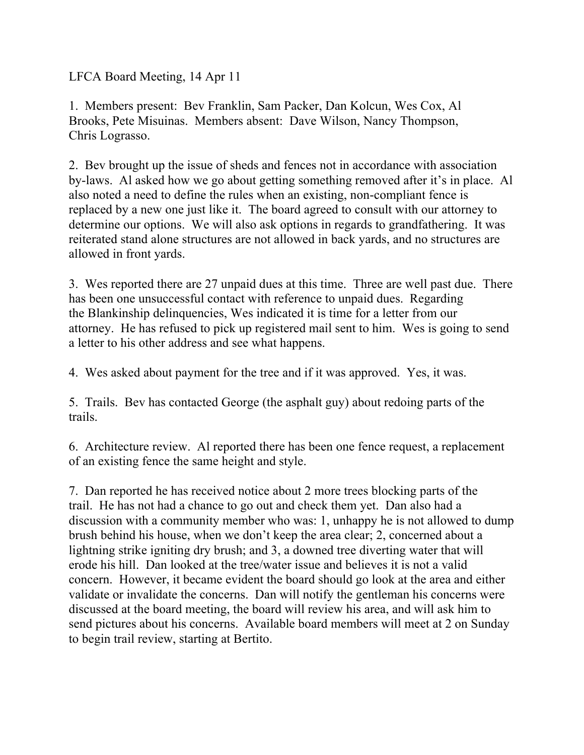LFCA Board Meeting, 14 Apr 11

1. Members present: Bev Franklin, Sam Packer, Dan Kolcun, Wes Cox, Al Brooks, Pete Misuinas. Members absent: Dave Wilson, Nancy Thompson, Chris Lograsso.

2. Bev brought up the issue of sheds and fences not in accordance with association by-laws. Al asked how we go about getting something removed after it's in place. Al also noted a need to define the rules when an existing, non-compliant fence is replaced by a new one just like it. The board agreed to consult with our attorney to determine our options. We will also ask options in regards to grandfathering. It was reiterated stand alone structures are not allowed in back yards, and no structures are allowed in front yards.

3. Wes reported there are 27 unpaid dues at this time. Three are well past due. There has been one unsuccessful contact with reference to unpaid dues. Regarding the Blankinship delinquencies, Wes indicated it is time for a letter from our attorney. He has refused to pick up registered mail sent to him. Wes is going to send a letter to his other address and see what happens.

4. Wes asked about payment for the tree and if it was approved. Yes, it was.

5. Trails. Bev has contacted George (the asphalt guy) about redoing parts of the trails.

6. Architecture review. Al reported there has been one fence request, a replacement of an existing fence the same height and style.

7. Dan reported he has received notice about 2 more trees blocking parts of the trail. He has not had a chance to go out and check them yet. Dan also had a discussion with a community member who was: 1, unhappy he is not allowed to dump brush behind his house, when we don't keep the area clear; 2, concerned about a lightning strike igniting dry brush; and 3, a downed tree diverting water that will erode his hill. Dan looked at the tree/water issue and believes it is not a valid concern. However, it became evident the board should go look at the area and either validate or invalidate the concerns. Dan will notify the gentleman his concerns were discussed at the board meeting, the board will review his area, and will ask him to send pictures about his concerns. Available board members will meet at 2 on Sunday to begin trail review, starting at Bertito.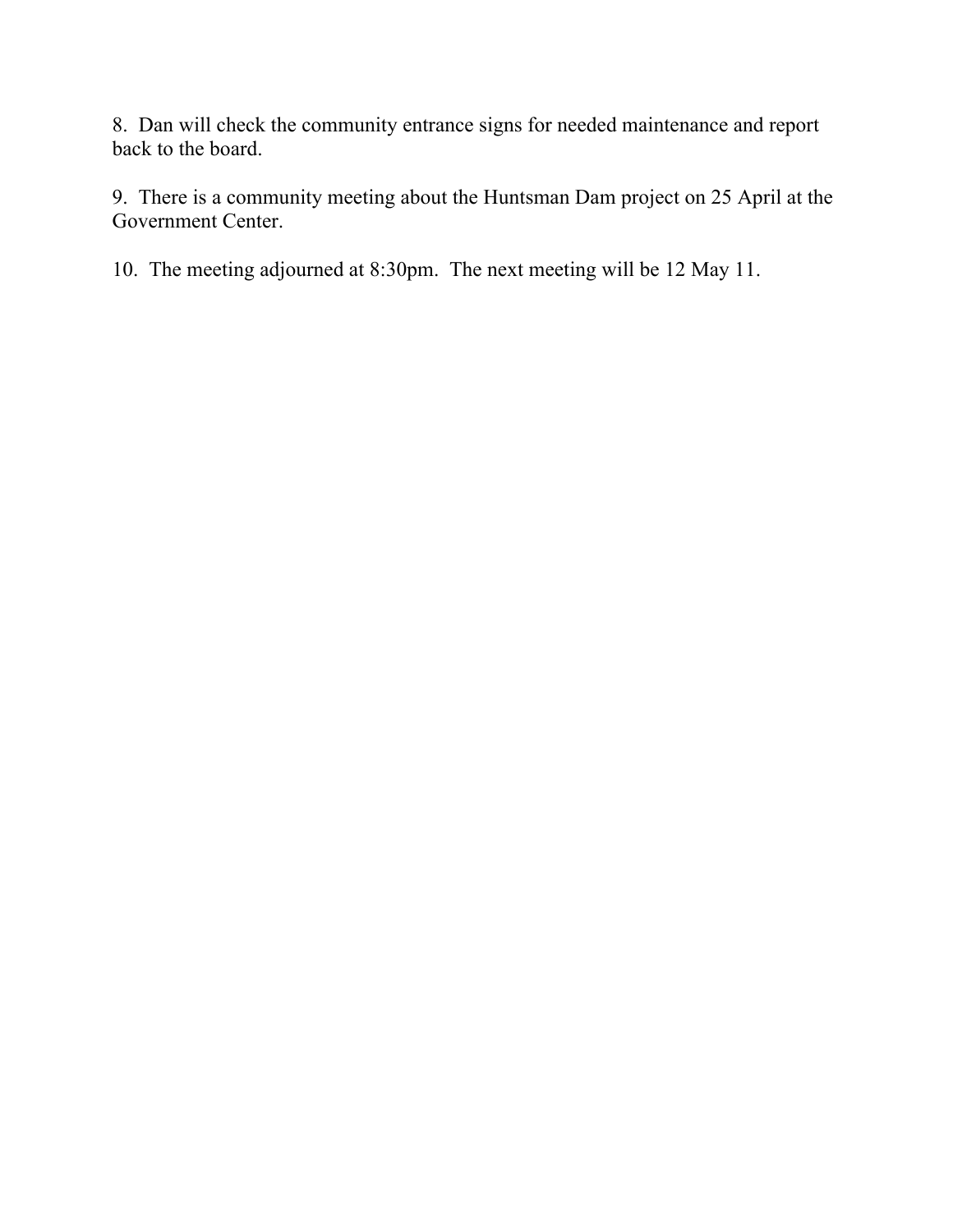8. Dan will check the community entrance signs for needed maintenance and report back to the board.

9. There is a community meeting about the Huntsman Dam project on 25 April at the Government Center.

10. The meeting adjourned at 8:30pm. The next meeting will be 12 May 11.